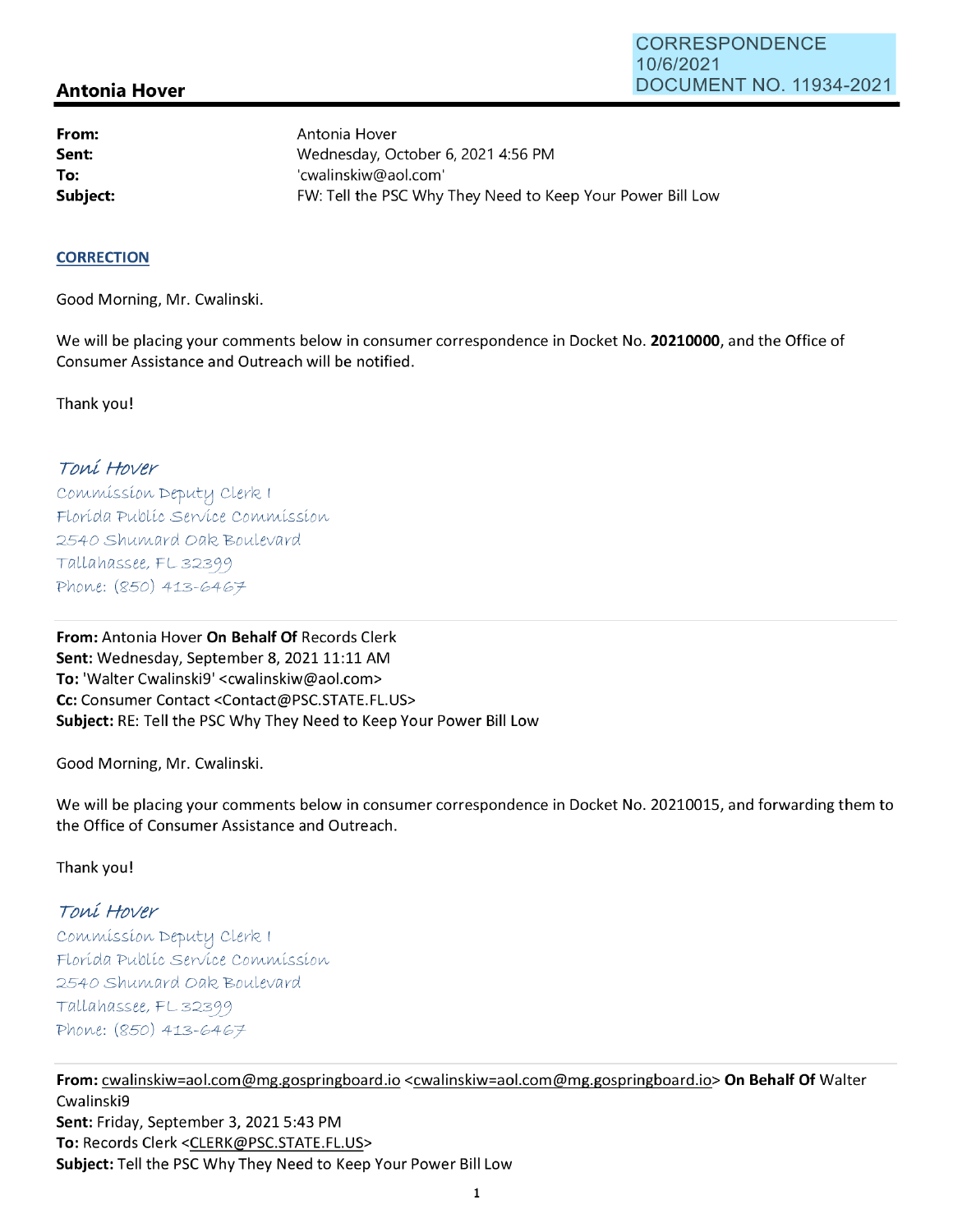CORRESPONDENCE
10/6/2021
DOCUMENT NO. 11934-2021

## Antonia Hover

**From:** Antonia Hover
**Sent:** Wednesday, October 6, 2021 4:56 PM
**To:** 'cwalinskiw@aol.com'
**Subject:** FW: Tell the PSC Why They Need to Keep Your Power Bill Low

**CORRECTION**

Good Morning, Mr. Cwalinski.

We will be placing your comments below in consumer correspondence in Docket No. **20210000**, and the Office of Consumer Assistance and Outreach will be notified.

Thank you!

*Toni Hover*
*Commission Deputy Clerk I*
*Florida Public Service Commission*
*2540 Shumard Oak Boulevard*
*Tallahassee, FL 32399*
*Phone: (850) 413-6467*

---

**From:** Antonia Hover **On Behalf Of** Records Clerk
**Sent:** Wednesday, September 8, 2021 11:11 AM
**To:** 'Walter Cwalinski9' <cwalinskiw@aol.com>
**Cc:** Consumer Contact <Contact@PSC.STATE.FL.US>
**Subject:** RE: Tell the PSC Why They Need to Keep Your Power Bill Low

Good Morning, Mr. Cwalinski.

We will be placing your comments below in consumer correspondence in Docket No. 20210015, and forwarding them to the Office of Consumer Assistance and Outreach.

Thank you!

*Toni Hover*
*Commission Deputy Clerk I*
*Florida Public Service Commission*
*2540 Shumard Oak Boulevard*
*Tallahassee, FL 32399*
*Phone: (850) 413-6467*

---

**From:** cwalinskiw=aol.com@mg.gospringboard.io <cwalinskiw=aol.com@mg.gospringboard.io> **On Behalf Of** Walter Cwalinski9
**Sent:** Friday, September 3, 2021 5:43 PM
**To:** Records Clerk <CLERK@PSC.STATE.FL.US>
**Subject:** Tell the PSC Why They Need to Keep Your Power Bill Low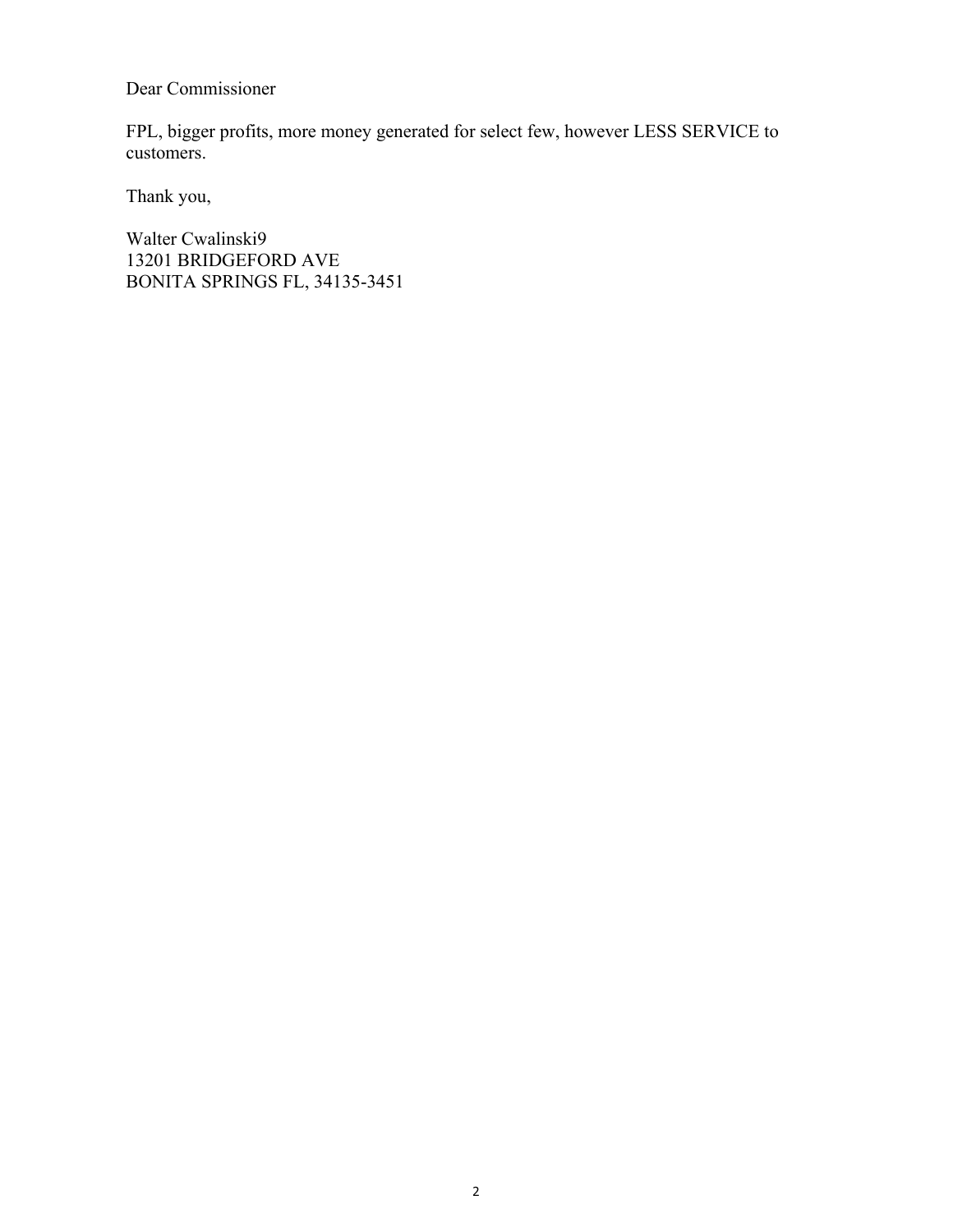Dear Commissioner

FPL, bigger profits, more money generated for select few, however LESS SERVICE to customers.

Thank you,

Walter Cwalinski9
13201 BRIDGEFORD AVE
BONITA SPRINGS FL, 34135-3451